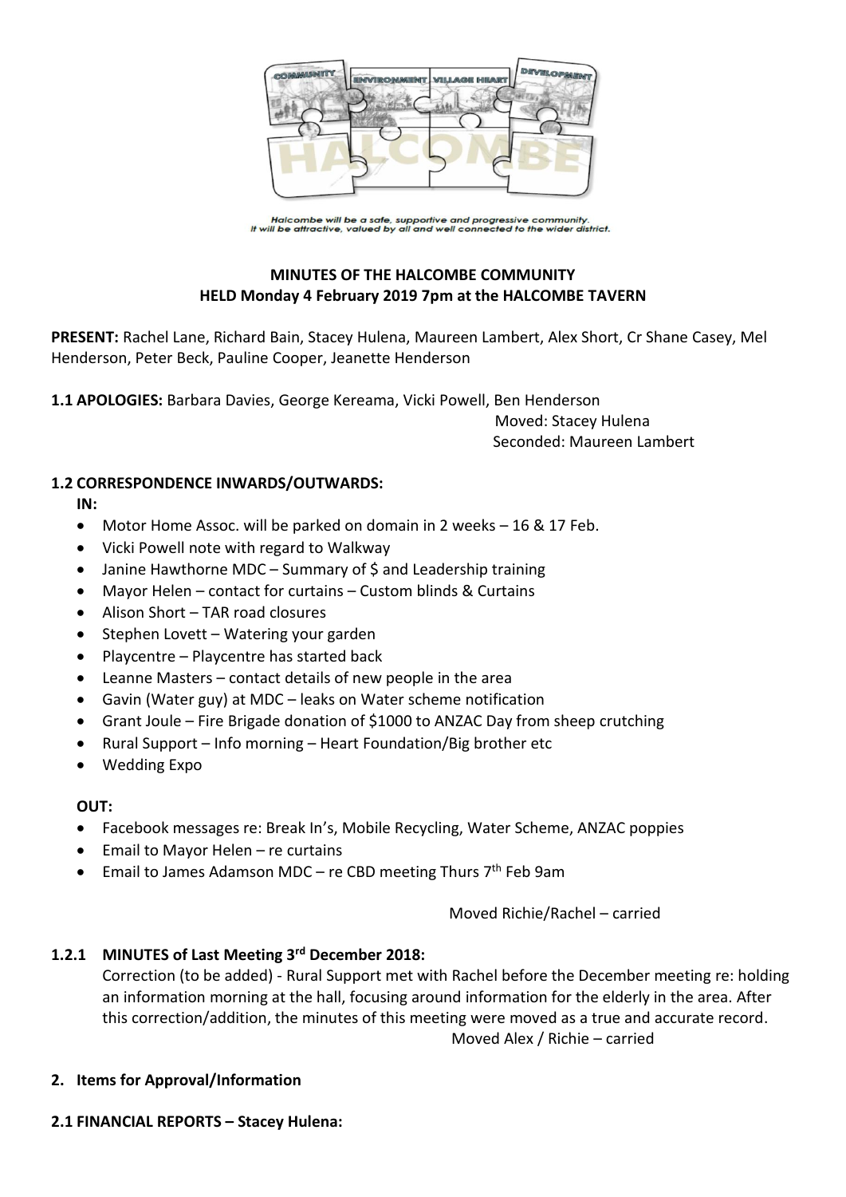Halcombe will be a safe, supportive and progressive community.
It will be attractive, valued by all and well connected to the wider district.

**MINUTES OF THE HALCOMBE COMMUNITY**
**HELD Monday 4 February 2019 7pm at the HALCOMBE TAVERN**

**PRESENT:** Rachel Lane, Richard Bain, Stacey Hulena, Maureen Lambert, Alex Short, Cr Shane Casey, Mel Henderson, Peter Beck, Pauline Cooper, Jeanette Henderson

**1.1 APOLOGIES:** Barbara Davies, George Kereama, Vicki Powell, Ben Henderson

Moved: Stacey Hulena
Seconded: Maureen Lambert

**1.2 CORRESPONDENCE INWARDS/OUTWARDS:**

**IN:**

- Motor Home Assoc. will be parked on domain in 2 weeks – 16 & 17 Feb.
- Vicki Powell note with regard to Walkway
- Janine Hawthorne MDC – Summary of $ and Leadership training
- Mayor Helen – contact for curtains – Custom blinds & Curtains
- Alison Short – TAR road closures
- Stephen Lovett – Watering your garden
- Playcentre – Playcentre has started back
- Leanne Masters – contact details of new people in the area
- Gavin (Water guy) at MDC – leaks on Water scheme notification
- Grant Joule – Fire Brigade donation of $1000 to ANZAC Day from sheep crutching
- Rural Support – Info morning – Heart Foundation/Big brother etc
- Wedding Expo

**OUT:**

- Facebook messages re: Break In's, Mobile Recycling, Water Scheme, ANZAC poppies
- Email to Mayor Helen – re curtains
- Email to James Adamson MDC – re CBD meeting Thurs 7th Feb 9am

Moved Richie/Rachel – carried

**1.2.1 MINUTES of Last Meeting 3rd December 2018:**

Correction (to be added) - Rural Support met with Rachel before the December meeting re: holding an information morning at the hall, focusing around information for the elderly in the area. After this correction/addition, the minutes of this meeting were moved as a true and accurate record.

Moved Alex / Richie – carried

**2. Items for Approval/Information**

**2.1 FINANCIAL REPORTS – Stacey Hulena:**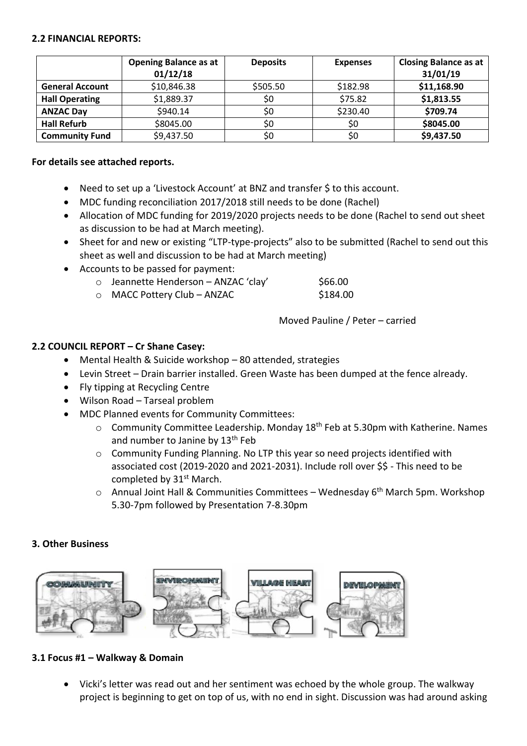### 2.2 FINANCIAL REPORTS:

| | Opening Balance as at 01/12/18 | Deposits | Expenses | Closing Balance as at 31/01/19 |
|---|---|---|---|---|
| **General Account** | $10,846.38 | $505.50 | $182.98 | **$11,168.90** |
| **Hall Operating** | $1,889.37 | $0 | $75.82 | **$1,813.55** |
| **ANZAC Day** | $940.14 | $0 | $230.40 | **$709.74** |
| **Hall Refurb** | $8045.00 | $0 | $0 | **$8045.00** |
| **Community Fund** | $9,437.50 | $0 | $0 | **$9,437.50** |

**For details see attached reports.**

- Need to set up a 'Livestock Account' at BNZ and transfer $ to this account.
- MDC funding reconciliation 2017/2018 still needs to be done (Rachel)
- Allocation of MDC funding for 2019/2020 projects needs to be done (Rachel to send out sheet as discussion to be had at March meeting).
- Sheet for and new or existing "LTP-type-projects" also to be submitted (Rachel to send out this sheet as well and discussion to be had at March meeting)
- Accounts to be passed for payment:
  - Jeannette Henderson – ANZAC 'clay' $66.00
  - MACC Pottery Club – ANZAC $184.00

Moved Pauline / Peter – carried

### 2.2 COUNCIL REPORT – Cr Shane Casey:

- Mental Health & Suicide workshop – 80 attended, strategies
- Levin Street – Drain barrier installed. Green Waste has been dumped at the fence already.
- Fly tipping at Recycling Centre
- Wilson Road – Tarseal problem
- MDC Planned events for Community Committees:
  - Community Committee Leadership. Monday 18th Feb at 5.30pm with Katherine. Names and number to Janine by 13th Feb
  - Community Funding Planning. No LTP this year so need projects identified with associated cost (2019-2020 and 2021-2031). Include roll over $$ - This need to be completed by 31st March.
  - Annual Joint Hall & Communities Committees – Wednesday 6th March 5pm. Workshop 5.30-7pm followed by Presentation 7-8.30pm

### 3. Other Business

COMMUNITY ENVIRONMENT VILLAGE HEART DEVELOPMENT

### 3.1 Focus #1 – Walkway & Domain

- Vicki's letter was read out and her sentiment was echoed by the whole group. The walkway project is beginning to get on top of us, with no end in sight. Discussion was had around asking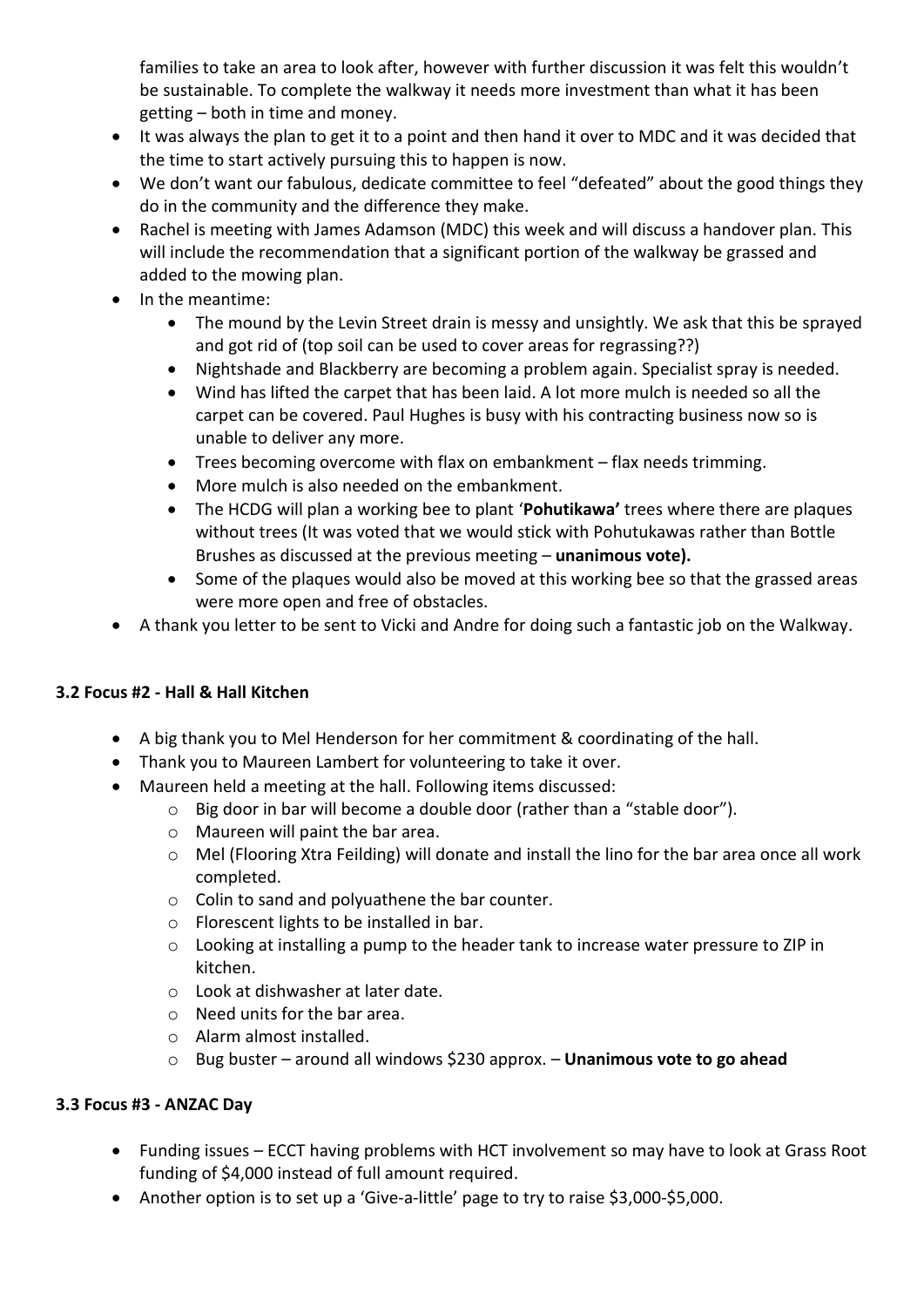families to take an area to look after, however with further discussion it was felt this wouldn't be sustainable. To complete the walkway it needs more investment than what it has been getting – both in time and money.

- It was always the plan to get it to a point and then hand it over to MDC and it was decided that the time to start actively pursuing this to happen is now.
- We don't want our fabulous, dedicate committee to feel "defeated" about the good things they do in the community and the difference they make.
- Rachel is meeting with James Adamson (MDC) this week and will discuss a handover plan. This will include the recommendation that a significant portion of the walkway be grassed and added to the mowing plan.
- In the meantime:
    - The mound by the Levin Street drain is messy and unsightly. We ask that this be sprayed and got rid of (top soil can be used to cover areas for regrassing??)
    - Nightshade and Blackberry are becoming a problem again. Specialist spray is needed.
    - Wind has lifted the carpet that has been laid. A lot more mulch is needed so all the carpet can be covered. Paul Hughes is busy with his contracting business now so is unable to deliver any more.
    - Trees becoming overcome with flax on embankment – flax needs trimming.
    - More mulch is also needed on the embankment.
    - The HCDG will plan a working bee to plant '**Pohutikawa'** trees where there are plaques without trees (It was voted that we would stick with Pohutukawas rather than Bottle Brushes as discussed at the previous meeting – **unanimous vote).**
    - Some of the plaques would also be moved at this working bee so that the grassed areas were more open and free of obstacles.
- A thank you letter to be sent to Vicki and Andre for doing such a fantastic job on the Walkway.

**3.2 Focus #2 - Hall & Hall Kitchen**

- A big thank you to Mel Henderson for her commitment & coordinating of the hall.
- Thank you to Maureen Lambert for volunteering to take it over.
- Maureen held a meeting at the hall. Following items discussed:
    - Big door in bar will become a double door (rather than a "stable door").
    - Maureen will paint the bar area.
    - Mel (Flooring Xtra Feilding) will donate and install the lino for the bar area once all work completed.
    - Colin to sand and polyuathene the bar counter.
    - Florescent lights to be installed in bar.
    - Looking at installing a pump to the header tank to increase water pressure to ZIP in kitchen.
    - Look at dishwasher at later date.
    - Need units for the bar area.
    - Alarm almost installed.
    - Bug buster – around all windows $230 approx. – **Unanimous vote to go ahead**

**3.3 Focus #3 - ANZAC Day**

- Funding issues – ECCT having problems with HCT involvement so may have to look at Grass Root funding of $4,000 instead of full amount required.
- Another option is to set up a 'Give-a-little' page to try to raise $3,000-$5,000.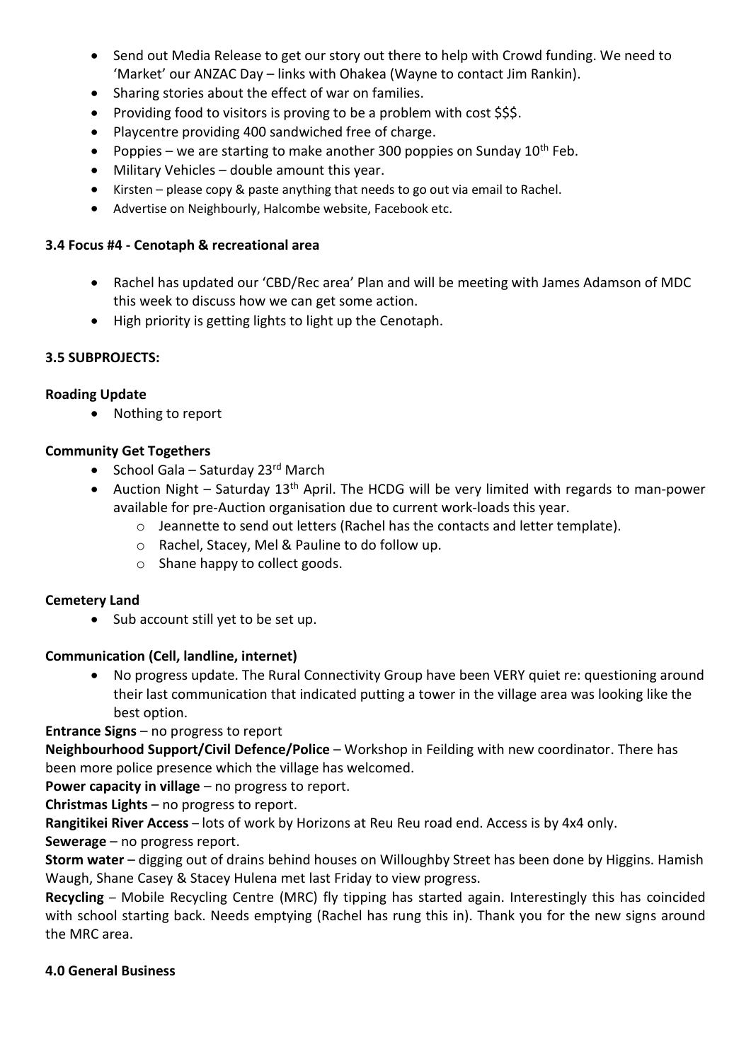- Send out Media Release to get our story out there to help with Crowd funding. We need to 'Market' our ANZAC Day – links with Ohakea (Wayne to contact Jim Rankin).
- Sharing stories about the effect of war on families.
- Providing food to visitors is proving to be a problem with cost $$$.
- Playcentre providing 400 sandwiched free of charge.
- Poppies – we are starting to make another 300 poppies on Sunday 10th Feb.
- Military Vehicles – double amount this year.
- Kirsten – please copy & paste anything that needs to go out via email to Rachel.
- Advertise on Neighbourly, Halcombe website, Facebook etc.

**3.4 Focus #4 - Cenotaph & recreational area**

- Rachel has updated our 'CBD/Rec area' Plan and will be meeting with James Adamson of MDC this week to discuss how we can get some action.
- High priority is getting lights to light up the Cenotaph.

**3.5 SUBPROJECTS:**

**Roading Update**

- Nothing to report

**Community Get Togethers**

- School Gala – Saturday 23rd March
- Auction Night – Saturday 13th April. The HCDG will be very limited with regards to man-power available for pre-Auction organisation due to current work-loads this year.
  - Jeannette to send out letters (Rachel has the contacts and letter template).
  - Rachel, Stacey, Mel & Pauline to do follow up.
  - Shane happy to collect goods.

**Cemetery Land**

- Sub account still yet to be set up.

**Communication (Cell, landline, internet)**

- No progress update. The Rural Connectivity Group have been VERY quiet re: questioning around their last communication that indicated putting a tower in the village area was looking like the best option.

**Entrance Signs** – no progress to report

**Neighbourhood Support/Civil Defence/Police** – Workshop in Feilding with new coordinator. There has been more police presence which the village has welcomed.

**Power capacity in village** – no progress to report.

**Christmas Lights** – no progress to report.

**Rangitikei River Access** – lots of work by Horizons at Reu Reu road end. Access is by 4x4 only.

**Sewerage** – no progress report.

**Storm water** – digging out of drains behind houses on Willoughby Street has been done by Higgins. Hamish Waugh, Shane Casey & Stacey Hulena met last Friday to view progress.

**Recycling** – Mobile Recycling Centre (MRC) fly tipping has started again. Interestingly this has coincided with school starting back. Needs emptying (Rachel has rung this in). Thank you for the new signs around the MRC area.

**4.0 General Business**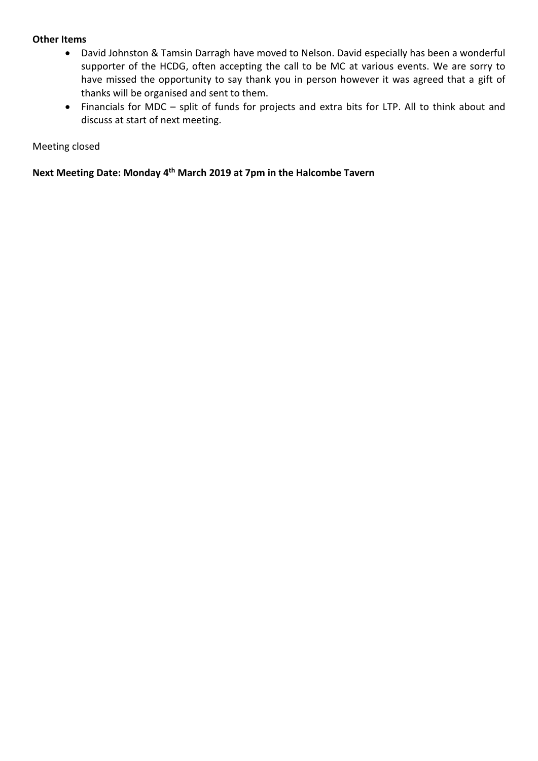**Other Items**

- David Johnston & Tamsin Darragh have moved to Nelson. David especially has been a wonderful supporter of the HCDG, often accepting the call to be MC at various events. We are sorry to have missed the opportunity to say thank you in person however it was agreed that a gift of thanks will be organised and sent to them.
- Financials for MDC – split of funds for projects and extra bits for LTP. All to think about and discuss at start of next meeting.

Meeting closed

**Next Meeting Date: Monday 4th March 2019 at 7pm in the Halcombe Tavern**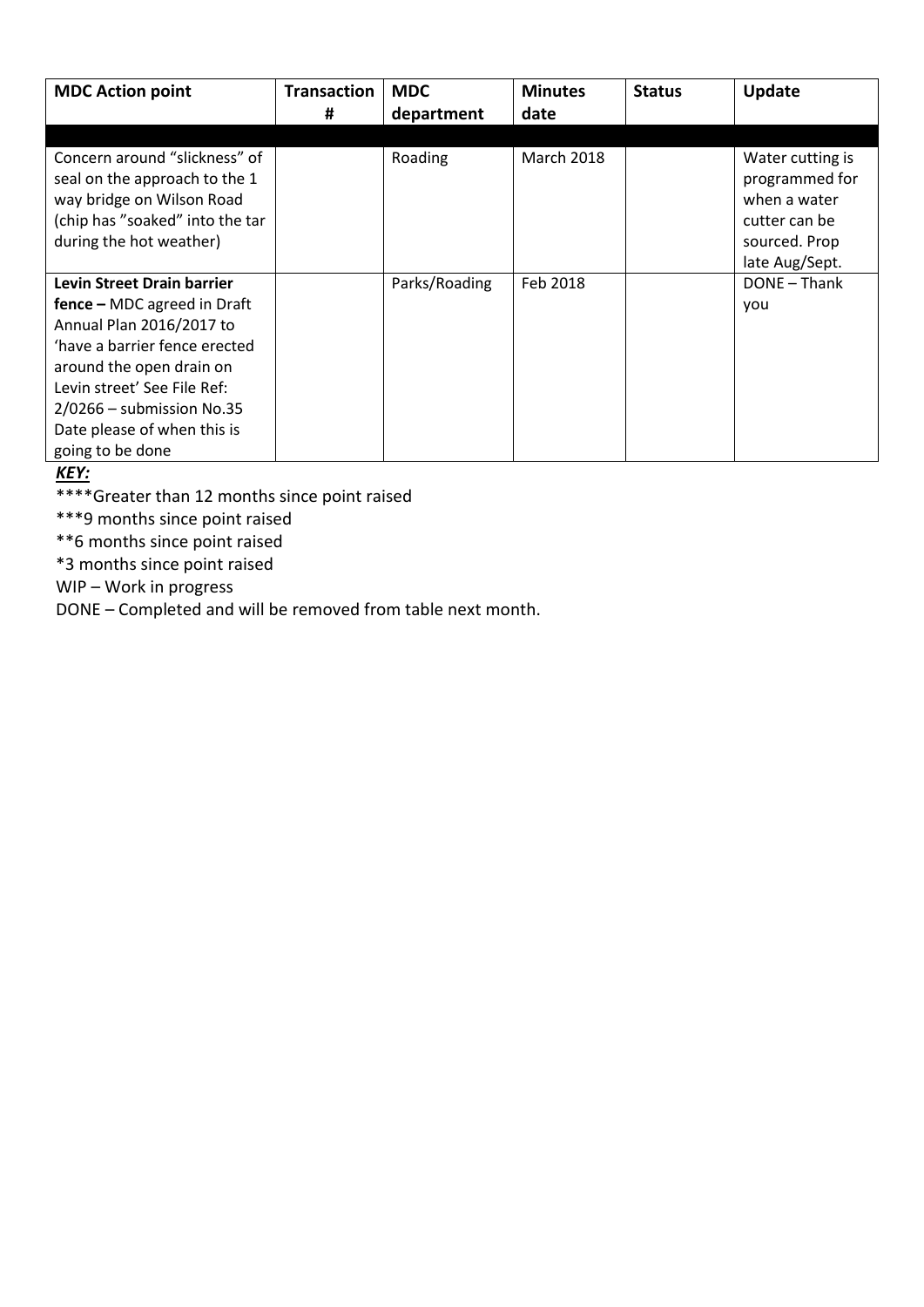| **MDC Action point** | **Transaction #** | **MDC department** | **Minutes date** | **Status** | **Update** |
|---|---|---|---|---|---|
| | | | | | |
| Concern around "slickness" of seal on the approach to the 1 way bridge on Wilson Road (chip has "soaked" into the tar during the hot weather) | | Roading | March 2018 | | Water cutting is programmed for when a water cutter can be sourced. Prop late Aug/Sept. |
| **Levin Street Drain barrier fence –** MDC agreed in Draft Annual Plan 2016/2017 to 'have a barrier fence erected around the open drain on Levin street' See File Ref: 2/0266 – submission No.35 Date please of when this is going to be done | | Parks/Roading | Feb 2018 | | DONE – Thank you |

***KEY:***

****Greater than 12 months since point raised

***9 months since point raised

**6 months since point raised

*3 months since point raised

WIP – Work in progress

DONE – Completed and will be removed from table next month.